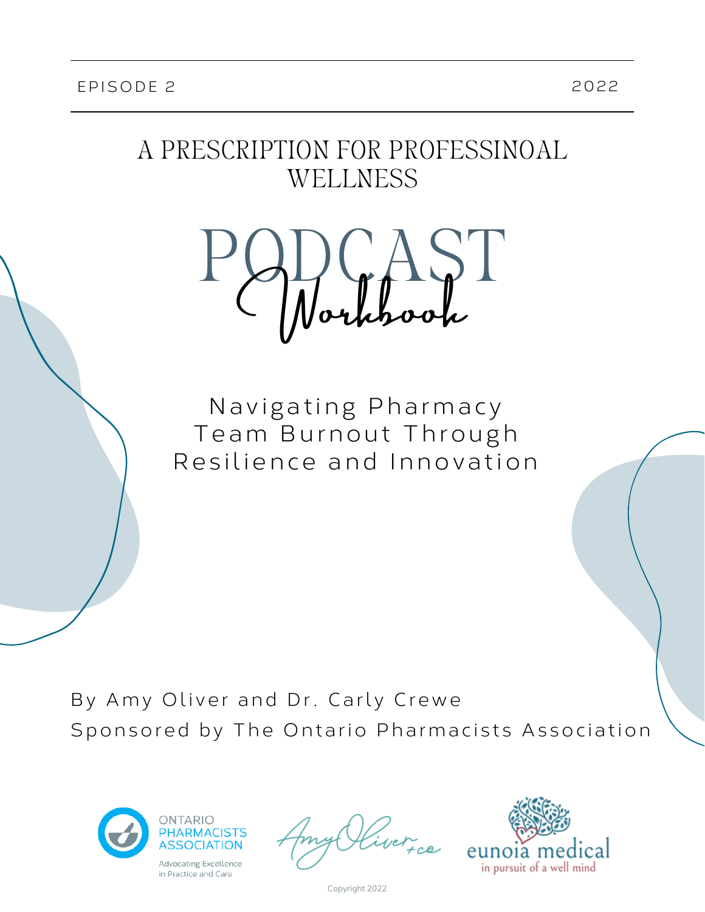EPISODE 2 2022

# A PRESCRIPTION FOR PROFESSINOAL WELLNESS

# PODCAST *Workbook*

## Navigating Pharmacy Team Burnout Through Resilience and Innovation

By Amy Oliver and Dr. Carly Crewe

Sponsored by The Ontario Pharmacists Association

ONTARIO PHARMACISTS ASSOCIATION
Advocating Excellence in Practice and Care

Amy Oliver +co

eunoia medical
in pursuit of a well mind

Copyright 2022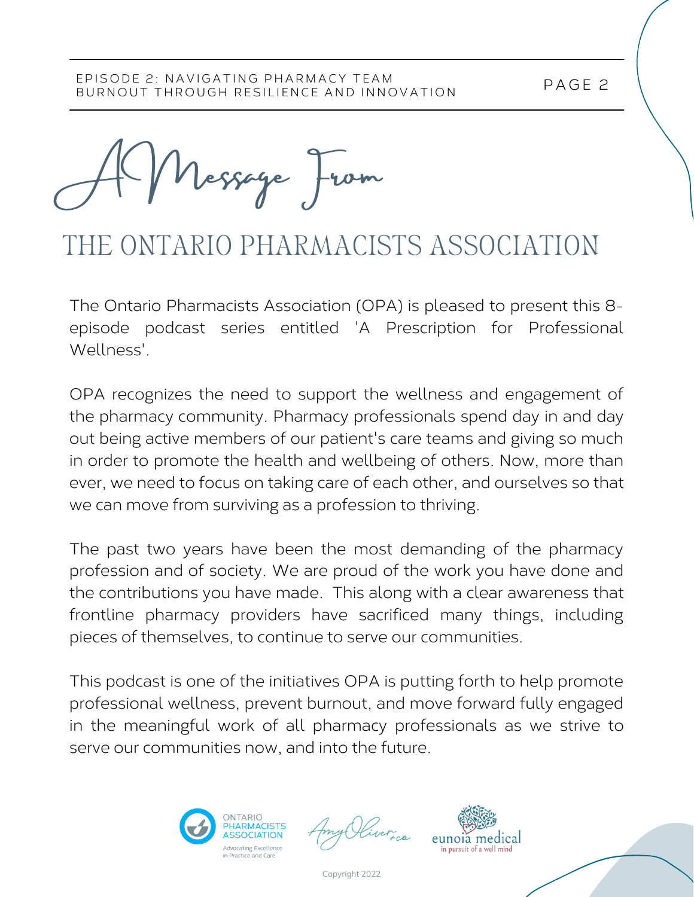## A Message From

# THE ONTARIO PHARMACISTS ASSOCIATION

The Ontario Pharmacists Association (OPA) is pleased to present this 8-episode podcast series entitled 'A Prescription for Professional Wellness'.

OPA recognizes the need to support the wellness and engagement of the pharmacy community. Pharmacy professionals spend day in and day out being active members of our patient's care teams and giving so much in order to promote the health and wellbeing of others. Now, more than ever, we need to focus on taking care of each other, and ourselves so that we can move from surviving as a profession to thriving.

The past two years have been the most demanding of the pharmacy profession and of society. We are proud of the work you have done and the contributions you have made. This along with a clear awareness that frontline pharmacy providers have sacrificed many things, including pieces of themselves, to continue to serve our communities.

This podcast is one of the initiatives OPA is putting forth to help promote professional wellness, prevent burnout, and move forward fully engaged in the meaningful work of all pharmacy professionals as we strive to serve our communities now, and into the future.

ONTARIO PHARMACISTS ASSOCIATION
Advocating Excellence in Practice and Care

Amy Oliver + co

eunoia medical
in pursuit of a well mind

Copyright 2022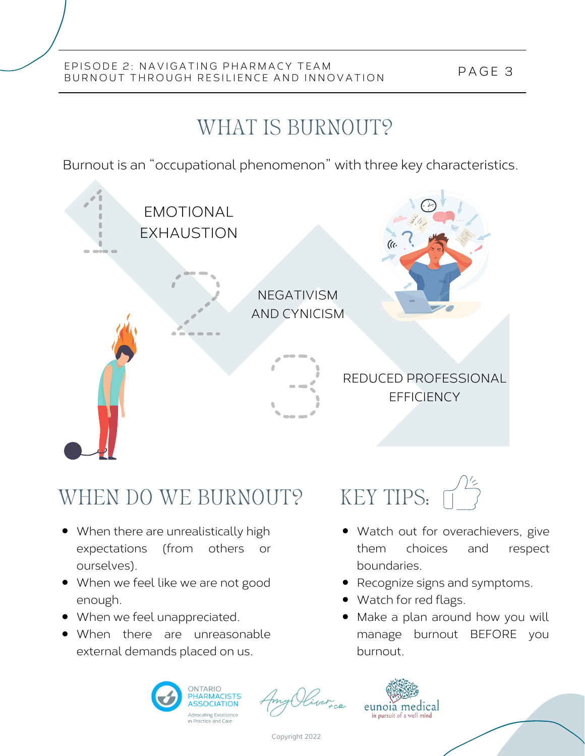# WHAT IS BURNOUT?

Burnout is an "occupational phenomenon" with three key characteristics.

1. EMOTIONAL EXHAUSTION
2. NEGATIVISM AND CYNICISM
3. REDUCED PROFESSIONAL EFFICIENCY

## WHEN DO WE BURNOUT?

- When there are unrealistically high expectations (from others or ourselves).
- When we feel like we are not good enough.
- When we feel unappreciated.
- When there are unreasonable external demands placed on us.

## KEY TIPS:

- Watch out for overachievers, give them choices and respect boundaries.
- Recognize signs and symptoms.
- Watch for red flags.
- Make a plan around how you will manage burnout BEFORE you burnout.

ONTARIO PHARMACISTS ASSOCIATION
Advocating Excellence in Practice and Care

Amy Oliver + co

eunoia medical
in pursuit of a well mind

Copyright 2022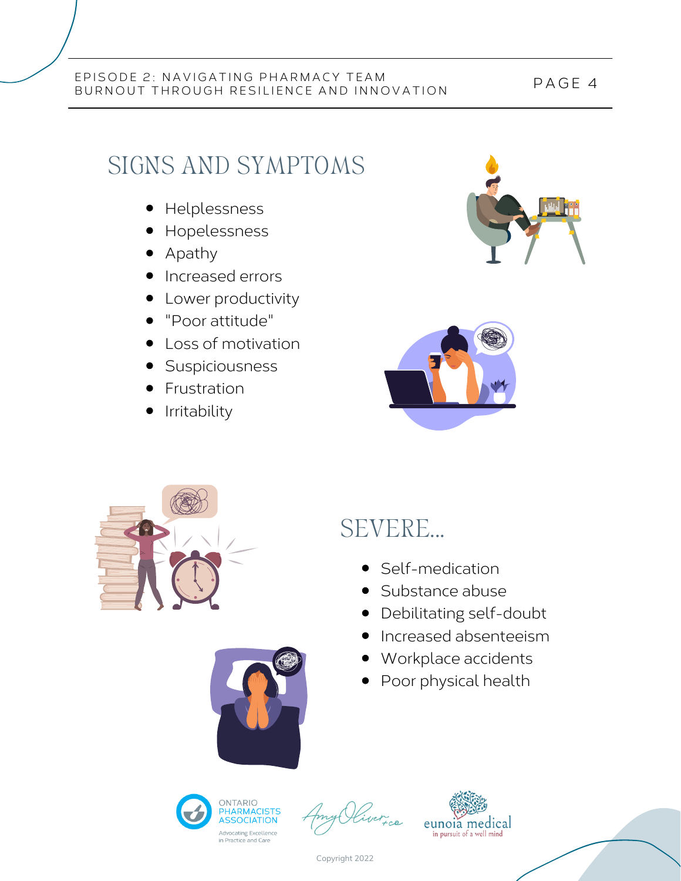## SIGNS AND SYMPTOMS

- Helplessness
- Hopelessness
- Apathy
- Increased errors
- Lower productivity
- "Poor attitude"
- Loss of motivation
- Suspiciousness
- Frustration
- Irritability

## SEVERE...

- Self-medication
- Substance abuse
- Debilitating self-doubt
- Increased absenteeism
- Workplace accidents
- Poor physical health

Copyright 2022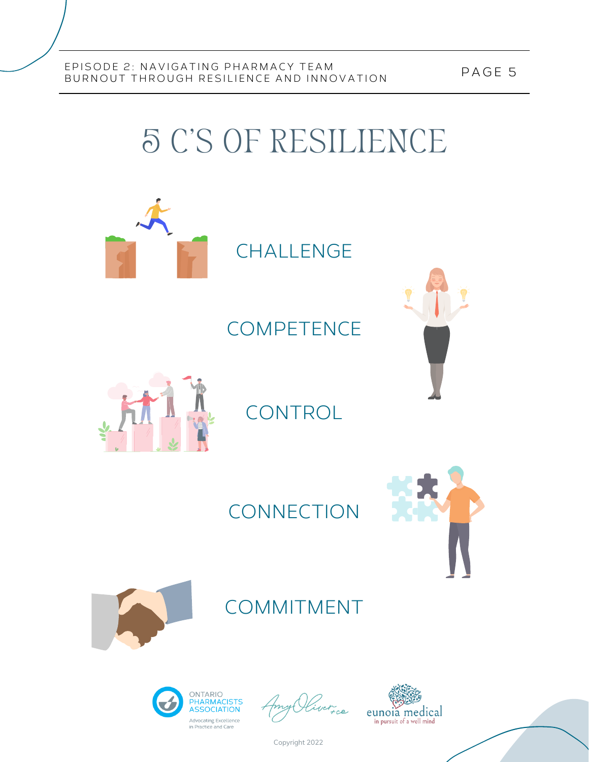# 5 C'S OF RESILIENCE

CHALLENGE

COMPETENCE

CONTROL

CONNECTION

COMMITMENT

Copyright 2022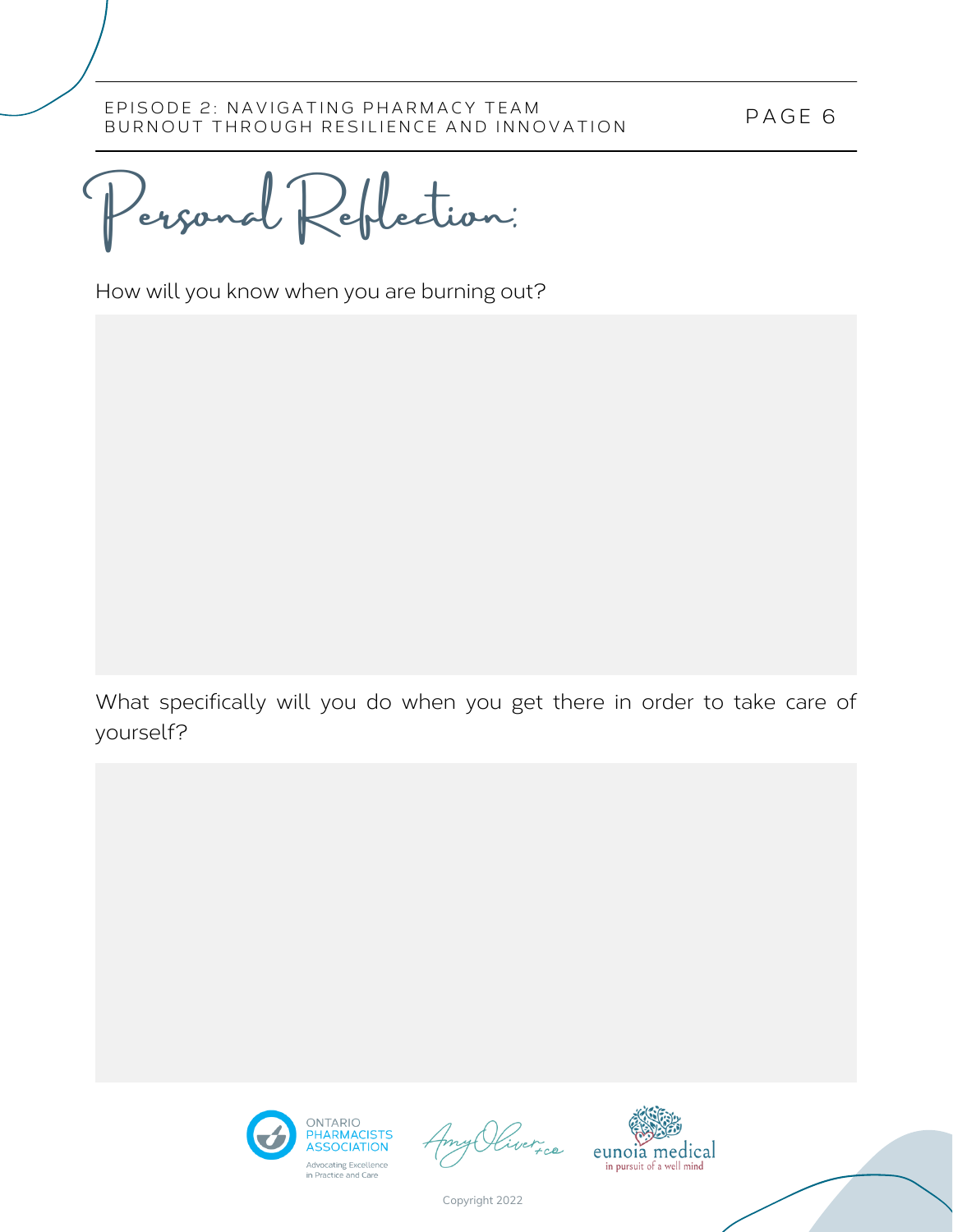# Personal Reflection:

How will you know when you are burning out?

What specifically will you do when you get there in order to take care of yourself?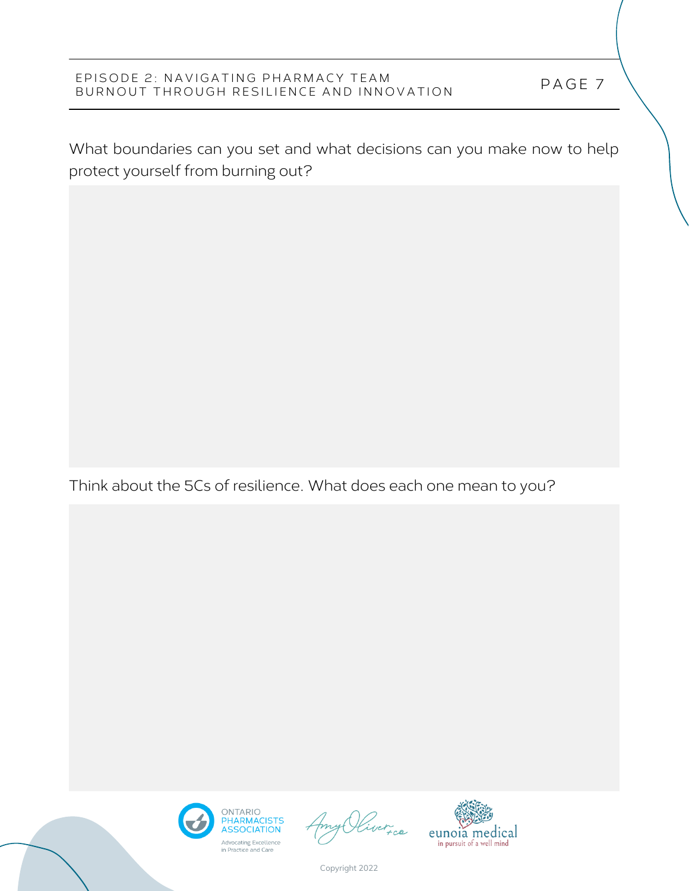What boundaries can you set and what decisions can you make now to help protect yourself from burning out?

Think about the 5Cs of resilience. What does each one mean to you?

Copyright 2022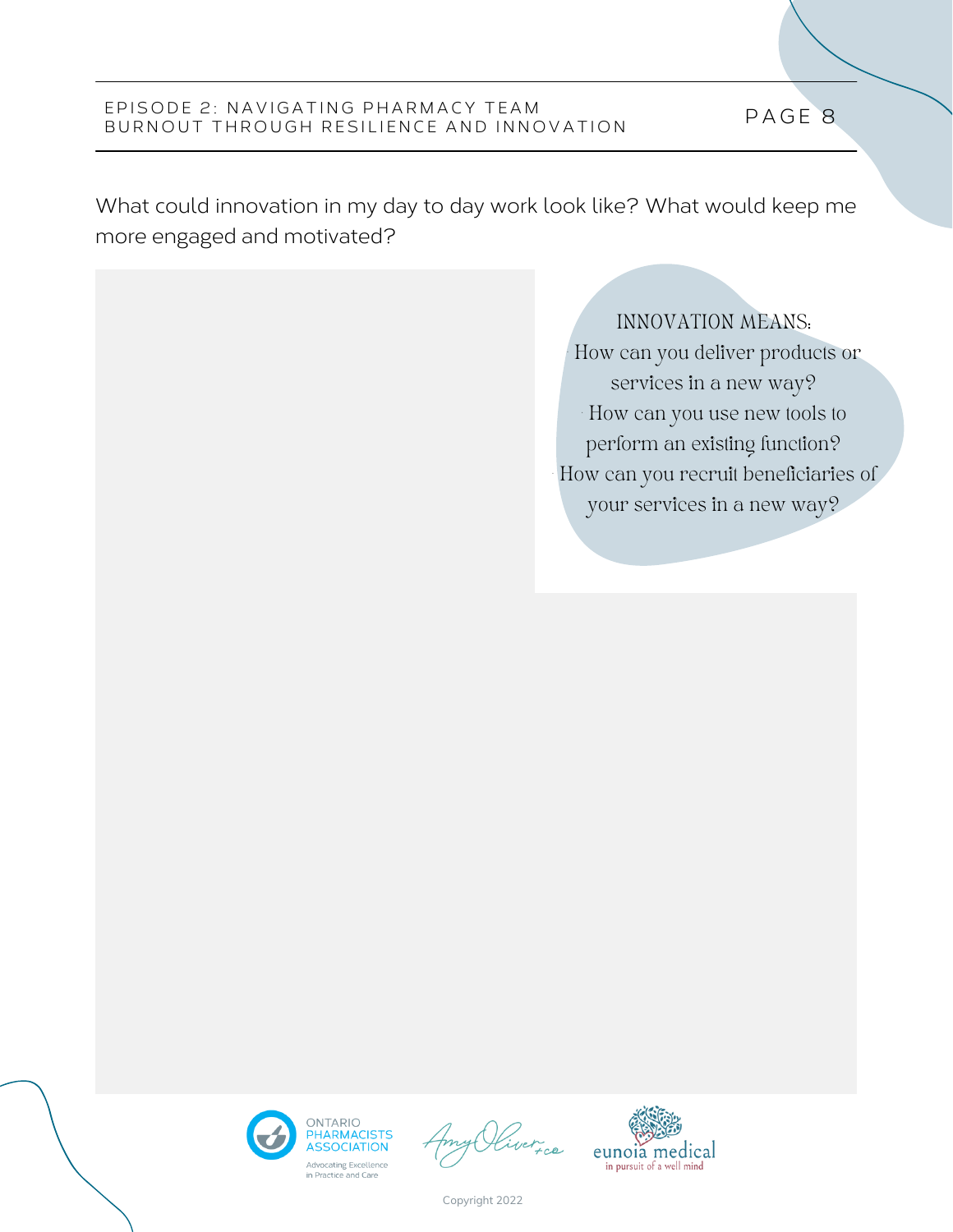What could innovation in my day to day work look like? What would keep me more engaged and motivated?

INNOVATION MEANS:

- How can you deliver products or services in a new way?
- How can you use new tools to perform an existing function?
- How can you recruit beneficiaries of your services in a new way?

Copyright 2022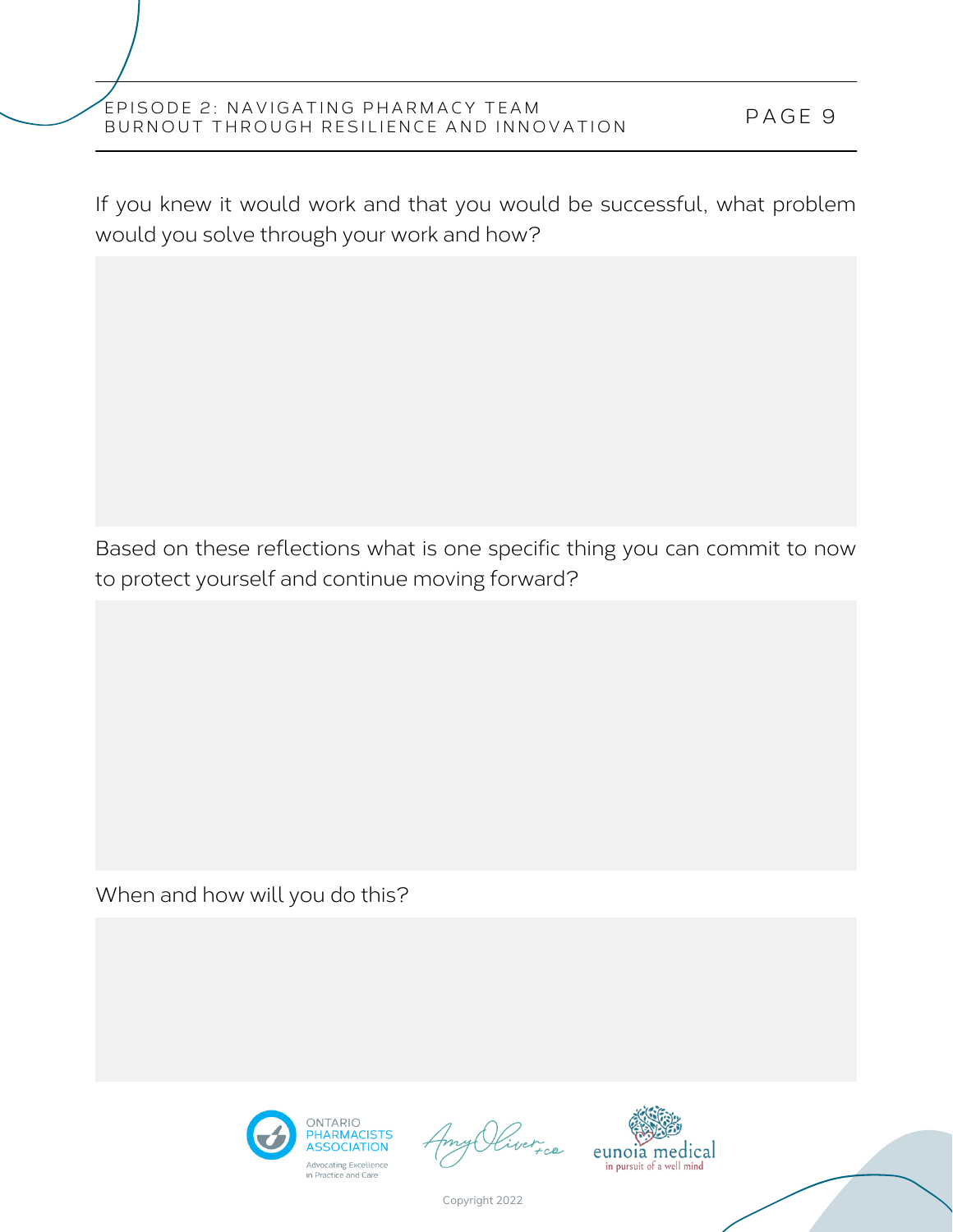If you knew it would work and that you would be successful, what problem would you solve through your work and how?

Based on these reflections what is one specific thing you can commit to now to protect yourself and continue moving forward?

When and how will you do this?

Copyright 2022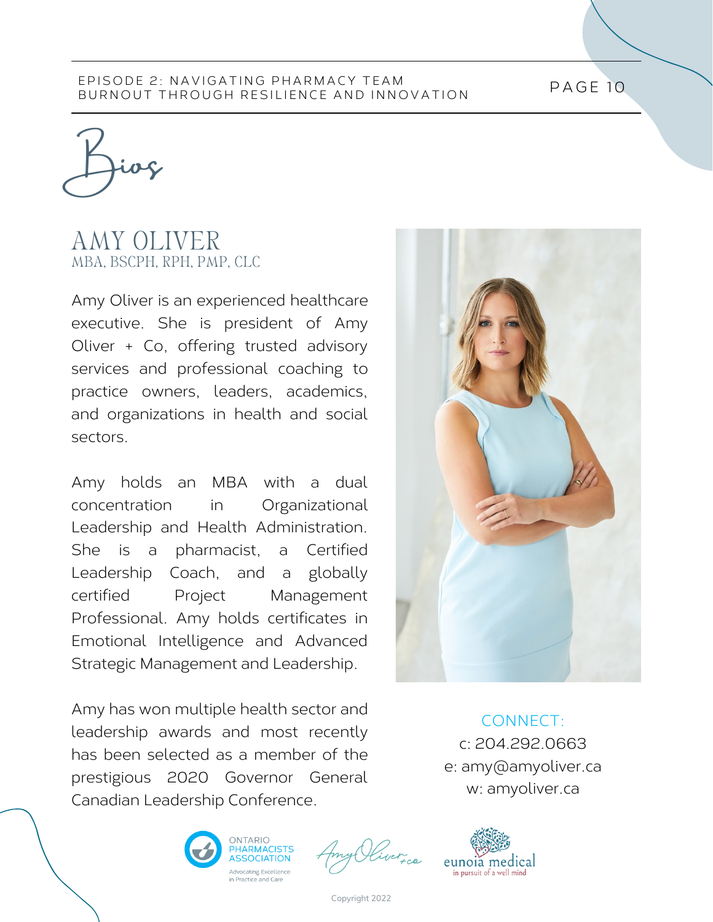# Bios

## AMY OLIVER

MBA, BSCPH, RPH, PMP, CLC

Amy Oliver is an experienced healthcare executive. She is president of Amy Oliver + Co, offering trusted advisory services and professional coaching to practice owners, leaders, academics, and organizations in health and social sectors.

Amy holds an MBA with a dual concentration in Organizational Leadership and Health Administration. She is a pharmacist, a Certified Leadership Coach, and a globally certified Project Management Professional. Amy holds certificates in Emotional Intelligence and Advanced Strategic Management and Leadership.

Amy has won multiple health sector and leadership awards and most recently has been selected as a member of the prestigious 2020 Governor General Canadian Leadership Conference.

CONNECT:

c: 204.292.0663

e: amy@amyoliver.ca

w: amyoliver.ca

ONTARIO PHARMACISTS ASSOCIATION — Advocating Excellence in Practice and Care

Amy Oliver + co

eunoia medical — in pursuit of a well mind

Copyright 2022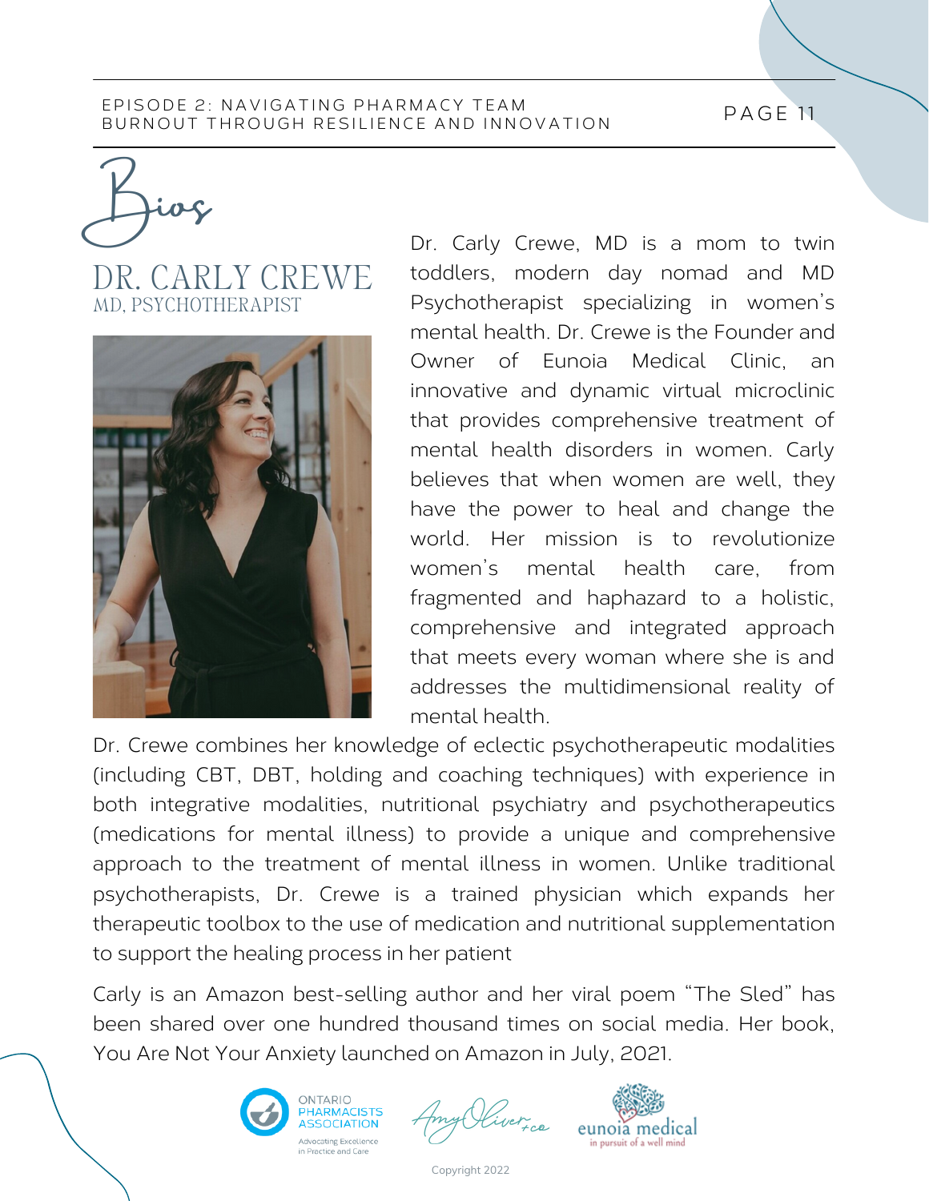# Bios

## DR. CARLY CREWE

MD, PSYCHOTHERAPIST

Dr. Carly Crewe, MD is a mom to twin toddlers, modern day nomad and MD Psychotherapist specializing in women's mental health. Dr. Crewe is the Founder and Owner of Eunoia Medical Clinic, an innovative and dynamic virtual microclinic that provides comprehensive treatment of mental health disorders in women. Carly believes that when women are well, they have the power to heal and change the world. Her mission is to revolutionize women's mental health care, from fragmented and haphazard to a holistic, comprehensive and integrated approach that meets every woman where she is and addresses the multidimensional reality of mental health.

Dr. Crewe combines her knowledge of eclectic psychotherapeutic modalities (including CBT, DBT, holding and coaching techniques) with experience in both integrative modalities, nutritional psychiatry and psychotherapeutics (medications for mental illness) to provide a unique and comprehensive approach to the treatment of mental illness in women. Unlike traditional psychotherapists, Dr. Crewe is a trained physician which expands her therapeutic toolbox to the use of medication and nutritional supplementation to support the healing process in her patient

Carly is an Amazon best-selling author and her viral poem "The Sled" has been shared over one hundred thousand times on social media. Her book, You Are Not Your Anxiety launched on Amazon in July, 2021.

ONTARIO PHARMACISTS ASSOCIATION — Advocating Excellence in Practice and Care

Amy Oliver + co

eunoia medical — in pursuit of a well mind

Copyright 2022